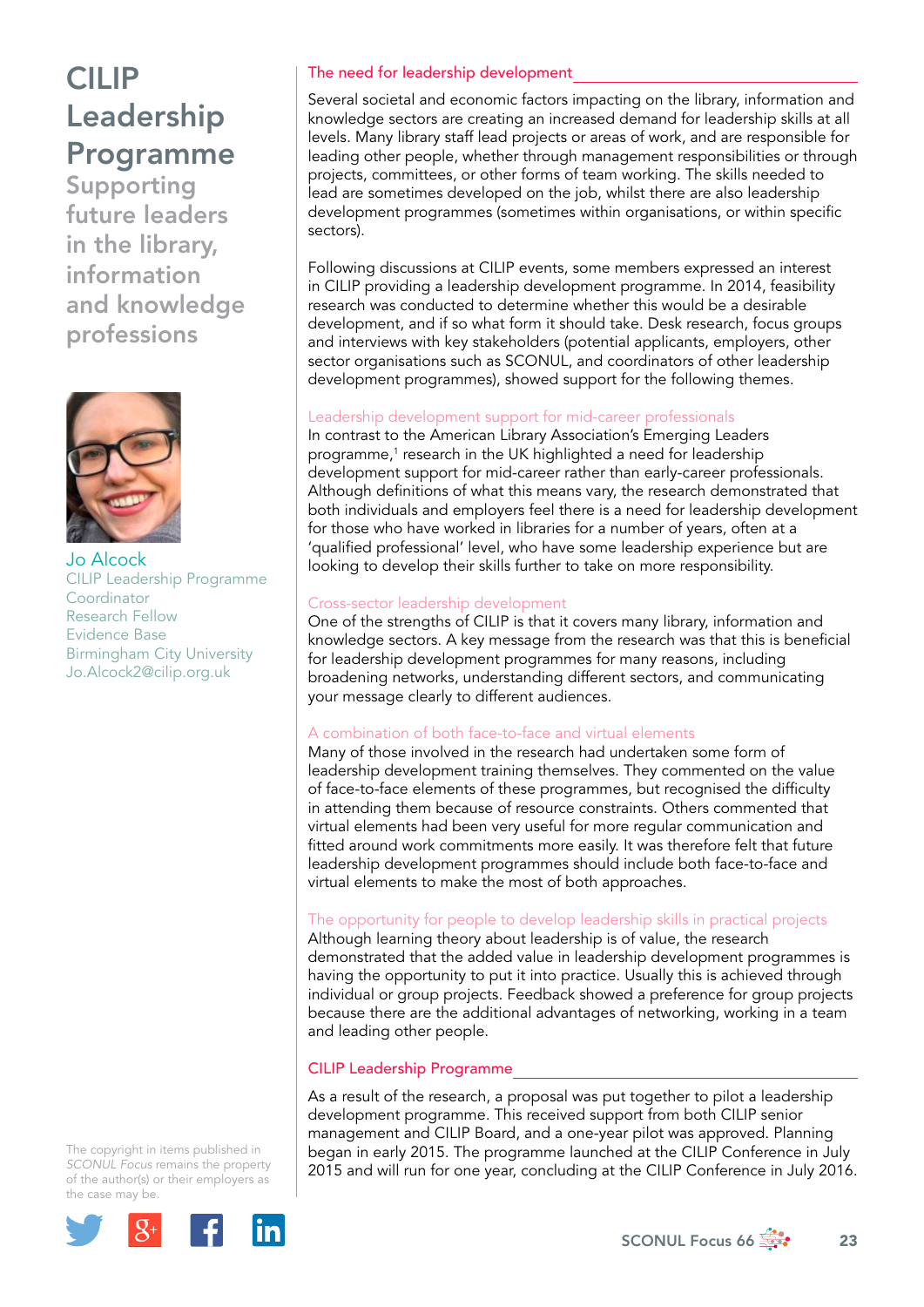# CILIP Leadership Programme

## Supporting future leaders in the library, information and knowledge professions

Jo Alcock
CILIP Leadership Programme Coordinator
Research Fellow
Evidence Base
Birmingham City University
Jo.Alcock2@cilip.org.uk

### The need for leadership development

Several societal and economic factors impacting on the library, information and knowledge sectors are creating an increased demand for leadership skills at all levels. Many library staff lead projects or areas of work, and are responsible for leading other people, whether through management responsibilities or through projects, committees, or other forms of team working. The skills needed to lead are sometimes developed on the job, whilst there are also leadership development programmes (sometimes within organisations, or within specific sectors).

Following discussions at CILIP events, some members expressed an interest in CILIP providing a leadership development programme. In 2014, feasibility research was conducted to determine whether this would be a desirable development, and if so what form it should take. Desk research, focus groups and interviews with key stakeholders (potential applicants, employers, other sector organisations such as SCONUL, and coordinators of other leadership development programmes), showed support for the following themes.

#### Leadership development support for mid-career professionals

In contrast to the American Library Association's Emerging Leaders programme,[1] research in the UK highlighted a need for leadership development support for mid-career rather than early-career professionals. Although definitions of what this means vary, the research demonstrated that both individuals and employers feel there is a need for leadership development for those who have worked in libraries for a number of years, often at a 'qualified professional' level, who have some leadership experience but are looking to develop their skills further to take on more responsibility.

#### Cross-sector leadership development

One of the strengths of CILIP is that it covers many library, information and knowledge sectors. A key message from the research was that this is beneficial for leadership development programmes for many reasons, including broadening networks, understanding different sectors, and communicating your message clearly to different audiences.

#### A combination of both face-to-face and virtual elements

Many of those involved in the research had undertaken some form of leadership development training themselves. They commented on the value of face-to-face elements of these programmes, but recognised the difficulty in attending them because of resource constraints. Others commented that virtual elements had been very useful for more regular communication and fitted around work commitments more easily. It was therefore felt that future leadership development programmes should include both face-to-face and virtual elements to make the most of both approaches.

#### The opportunity for people to develop leadership skills in practical projects

Although learning theory about leadership is of value, the research demonstrated that the added value in leadership development programmes is having the opportunity to put it into practice. Usually this is achieved through individual or group projects. Feedback showed a preference for group projects because there are the additional advantages of networking, working in a team and leading other people.

### CILIP Leadership Programme

As a result of the research, a proposal was put together to pilot a leadership development programme. This received support from both CILIP senior management and CILIP Board, and a one-year pilot was approved. Planning began in early 2015. The programme launched at the CILIP Conference in July 2015 and will run for one year, concluding at the CILIP Conference in July 2016.

The copyright in items published in *SCONUL Focus* remains the property of the author(s) or their employers as the case may be.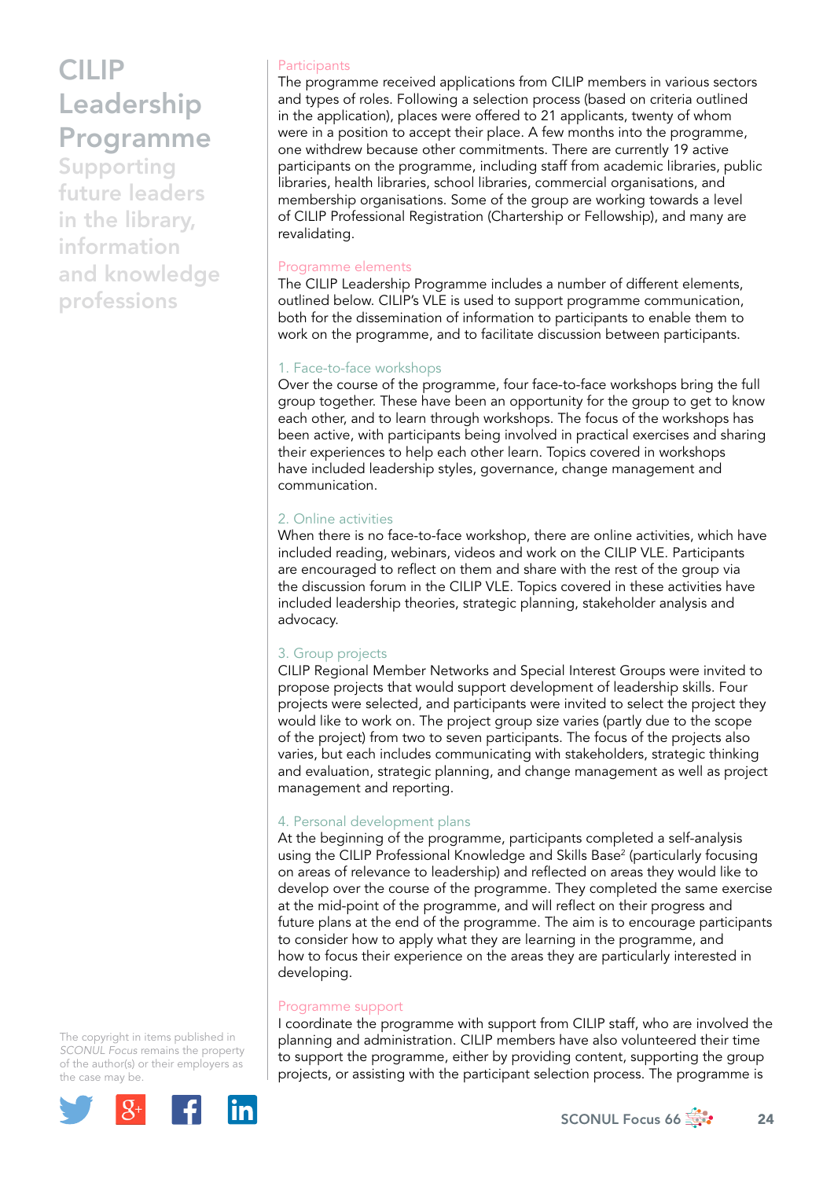## Participants

The programme received applications from CILIP members in various sectors and types of roles. Following a selection process (based on criteria outlined in the application), places were offered to 21 applicants, twenty of whom were in a position to accept their place. A few months into the programme, one withdrew because other commitments. There are currently 19 active participants on the programme, including staff from academic libraries, public libraries, health libraries, school libraries, commercial organisations, and membership organisations. Some of the group are working towards a level of CILIP Professional Registration (Chartership or Fellowship), and many are revalidating.

## Programme elements

The CILIP Leadership Programme includes a number of different elements, outlined below. CILIP's VLE is used to support programme communication, both for the dissemination of information to participants to enable them to work on the programme, and to facilitate discussion between participants.

### 1. Face-to-face workshops

Over the course of the programme, four face-to-face workshops bring the full group together. These have been an opportunity for the group to get to know each other, and to learn through workshops. The focus of the workshops has been active, with participants being involved in practical exercises and sharing their experiences to help each other learn. Topics covered in workshops have included leadership styles, governance, change management and communication.

### 2. Online activities

When there is no face-to-face workshop, there are online activities, which have included reading, webinars, videos and work on the CILIP VLE. Participants are encouraged to reflect on them and share with the rest of the group via the discussion forum in the CILIP VLE. Topics covered in these activities have included leadership theories, strategic planning, stakeholder analysis and advocacy.

### 3. Group projects

CILIP Regional Member Networks and Special Interest Groups were invited to propose projects that would support development of leadership skills. Four projects were selected, and participants were invited to select the project they would like to work on. The project group size varies (partly due to the scope of the project) from two to seven participants. The focus of the projects also varies, but each includes communicating with stakeholders, strategic thinking and evaluation, strategic planning, and change management as well as project management and reporting.

### 4. Personal development plans

At the beginning of the programme, participants completed a self-analysis using the CILIP Professional Knowledge and Skills Base[2] (particularly focusing on areas of relevance to leadership) and reflected on areas they would like to develop over the course of the programme. They completed the same exercise at the mid-point of the programme, and will reflect on their progress and future plans at the end of the programme. The aim is to encourage participants to consider how to apply what they are learning in the programme, and how to focus their experience on the areas they are particularly interested in developing.

## Programme support

I coordinate the programme with support from CILIP staff, who are involved the planning and administration. CILIP members have also volunteered their time to support the programme, either by providing content, supporting the group projects, or assisting with the participant selection process. The programme is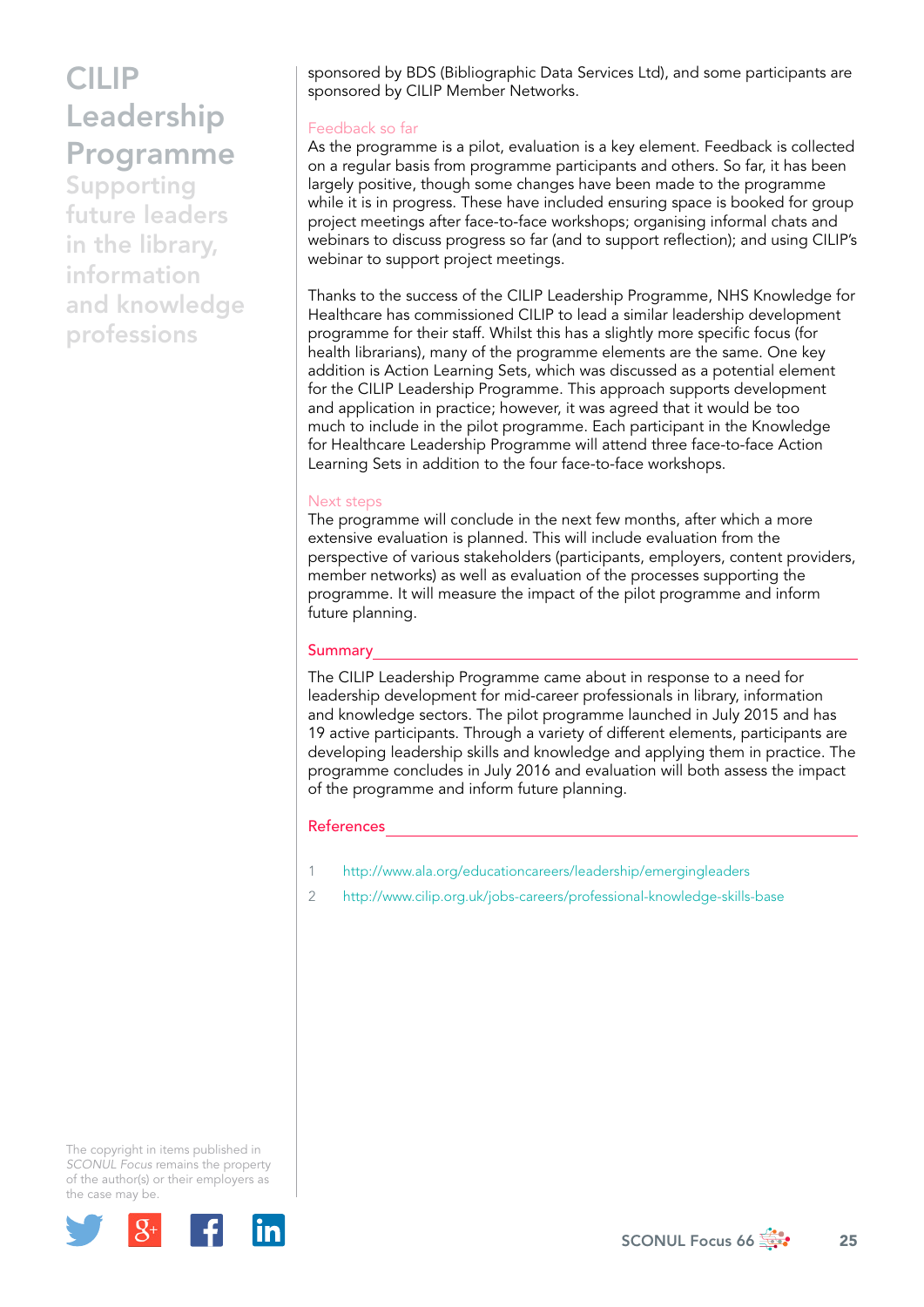sponsored by BDS (Bibliographic Data Services Ltd), and some participants are sponsored by CILIP Member Networks.

### Feedback so far

As the programme is a pilot, evaluation is a key element. Feedback is collected on a regular basis from programme participants and others. So far, it has been largely positive, though some changes have been made to the programme while it is in progress. These have included ensuring space is booked for group project meetings after face-to-face workshops; organising informal chats and webinars to discuss progress so far (and to support reflection); and using CILIP's webinar to support project meetings.

Thanks to the success of the CILIP Leadership Programme, NHS Knowledge for Healthcare has commissioned CILIP to lead a similar leadership development programme for their staff. Whilst this has a slightly more specific focus (for health librarians), many of the programme elements are the same. One key addition is Action Learning Sets, which was discussed as a potential element for the CILIP Leadership Programme. This approach supports development and application in practice; however, it was agreed that it would be too much to include in the pilot programme. Each participant in the Knowledge for Healthcare Leadership Programme will attend three face-to-face Action Learning Sets in addition to the four face-to-face workshops.

### Next steps

The programme will conclude in the next few months, after which a more extensive evaluation is planned. This will include evaluation from the perspective of various stakeholders (participants, employers, content providers, member networks) as well as evaluation of the processes supporting the programme. It will measure the impact of the pilot programme and inform future planning.

## Summary

The CILIP Leadership Programme came about in response to a need for leadership development for mid-career professionals in library, information and knowledge sectors. The pilot programme launched in July 2015 and has 19 active participants. Through a variety of different elements, participants are developing leadership skills and knowledge and applying them in practice. The programme concludes in July 2016 and evaluation will both assess the impact of the programme and inform future planning.

## References

1. http://www.ala.org/educationcareers/leadership/emergingleaders
2. http://www.cilip.org.uk/jobs-careers/professional-knowledge-skills-base

The copyright in items published in *SCONUL Focus* remains the property of the author(s) or their employers as the case may be.